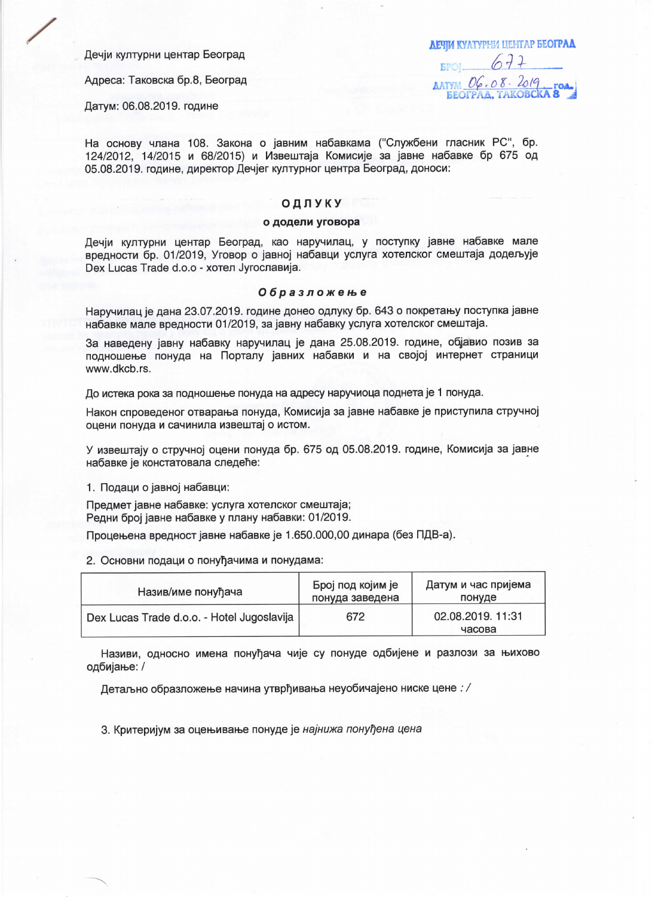Дечји културни центар Београд

Адреса: Таковска бр.8, Београд

Датум: 06.08.2019. године

ДЕЧЈИ КУЛТУРНИ ЦЕНТАР БЕОГРАД
БРОЈ 677
ДАТУМ 06.08.2019 ГОД.
БЕОГРАД, ТАКОВСКА 8

На основу члана 108. Закона о јавним набавкама ("Службени гласник РС", бр. 124/2012, 14/2015 и 68/2015) и Извештаја Комисије за јавне набавке бр 675 од 05.08.2019. године, директор Дечјег културног центра Београд, доноси:

## ОДЛУКУ
### о додели уговора

Дечји културни центар Београд, као наручилац, у поступку јавне набавке мале вредности бр. 01/2019, Уговор о јавној набавци услуга хотелског смештаја додељује Dex Lucas Trade d.o.o - хотел Југославија.

### *Образложење*

Наручилац је дана 23.07.2019. године донео одлуку бр. 643 о покретању поступка јавне набавке мале вредности 01/2019, за јавну набавку услуга хотелског смештаја.

За наведену јавну набавку наручилац је дана 25.08.2019. године, објавио позив за подношење понуда на Порталу јавних набавки и на својој интернет страници www.dkcb.rs.

До истека рока за подношење понуда на адресу наручиоца поднета је 1 понуда.

Након спроведеног отварања понуда, Комисија за јавне набавке је приступила стручној оцени понуда и сачинила извештај о истом.

У извештају о стручној оцени понуда бр. 675 од 05.08.2019. године, Комисија за јавне набавке је констатовала следеће:

1. Подаци о јавној набавци:

Предмет јавне набавке: услуга хотелског смештаја;
Редни број јавне набавке у плану набавки: 01/2019.
Процењена вредност јавне набавке је 1.650.000,00 динара (без ПДВ-а).

2. Основни подаци о понуђачима и понудама:

| Назив/име понуђача | Број под којим је понуда заведена | Датум и час пријема понуде |
|---|---|---|
| Dex Lucas Trade d.o.o. - Hotel Jugoslavija | 672 | 02.08.2019. 11:31 часова |

Називи, односно имена понуђача чије су понуде одбијене и разлози за њихово одбијање: /

Детаљно образложење начина утврђивања неуобичајено ниске цене *: /*

3. Критеријум за оцењивање понуде је *најнижа понуђена цена*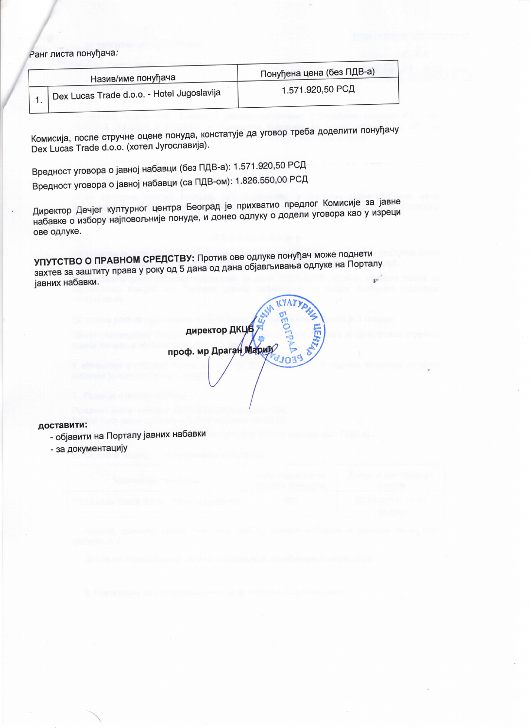Ранг листа понуђача:

| | Назив/име понуђача | Понуђена цена (без ПДВ-а) |
|---|---|---|
| 1. | Dex Lucas Trade d.o.o. - Hotel Jugoslavija | 1.571.920,50 РСД |

Комисија, после стручне оцене понуда, констатује да уговор треба доделити понуђачу Dex Lucas Trade d.o.o. (хотел Југославија).

Вредност уговора о јавној набавци (без ПДВ-а): 1.571.920,50 РСД

Вредност уговора о јавној набавци (са ПДВ-ом): 1.826.550,00 РСД

Директор Дечјег културног центра Београд је прихватио предлог Комисије за јавне набавке о избору најповољније понуде, и донео одлуку о додели уговора као у изреци ове одлуке.

**УПУТСТВО О ПРАВНОМ СРЕДСТВУ:** Против ове одлуке понуђач може поднети захтев за заштиту права у року од 5 дана од дана објављивања одлуке на Порталу јавних набавки.

директор ДКЦБ

проф. мр Драган Марић

**доставити:**

- објавити на Порталу јавних набавки
- за документацију